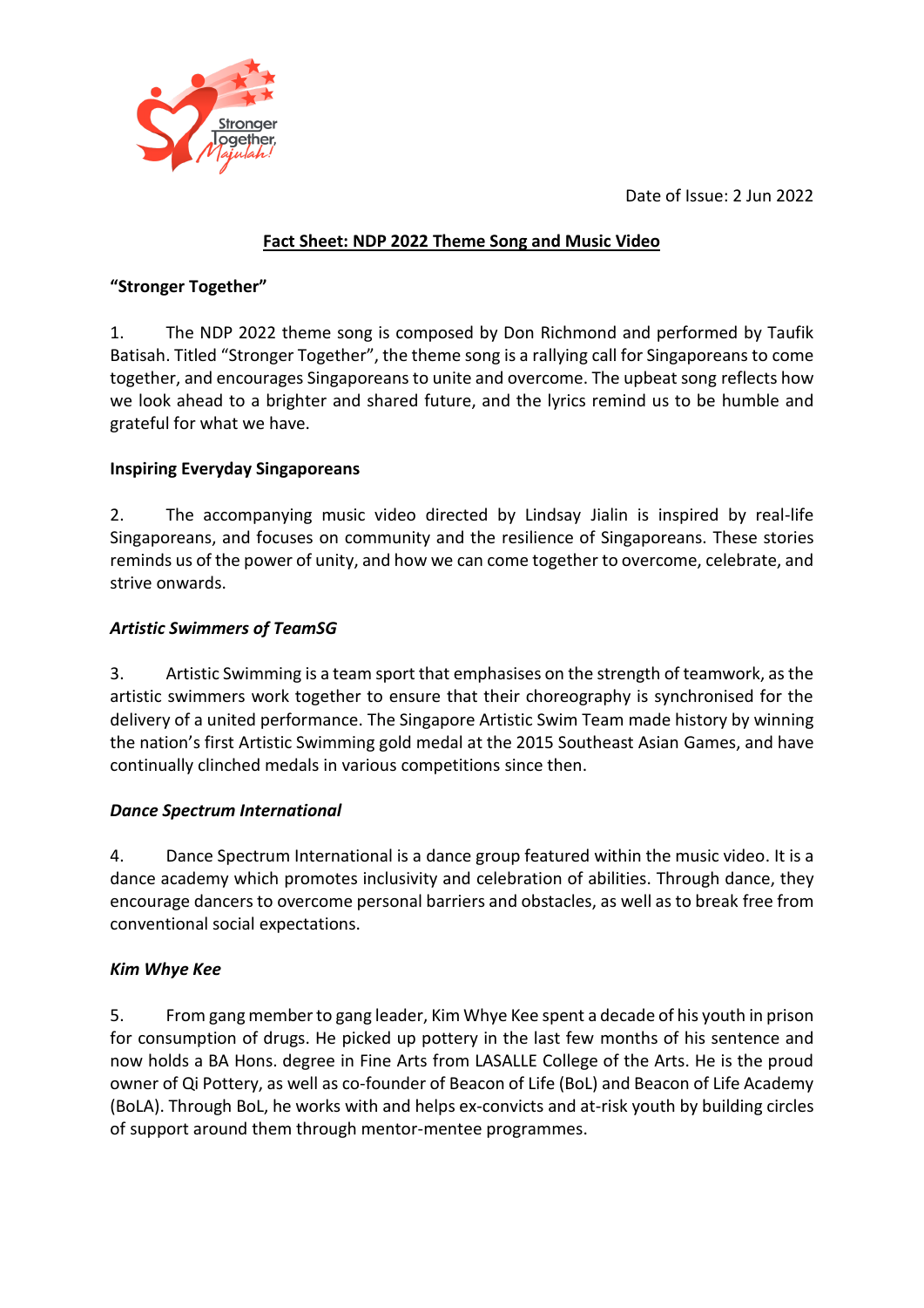Date of Issue: 2 Jun 2022

# Fact Sheet: NDP 2022 Theme Song and Music Video

**"Stronger Together"**

1. The NDP 2022 theme song is composed by Don Richmond and performed by Taufik Batisah. Titled "Stronger Together", the theme song is a rallying call for Singaporeans to come together, and encourages Singaporeans to unite and overcome. The upbeat song reflects how we look ahead to a brighter and shared future, and the lyrics remind us to be humble and grateful for what we have.

**Inspiring Everyday Singaporeans**

2. The accompanying music video directed by Lindsay Jialin is inspired by real-life Singaporeans, and focuses on community and the resilience of Singaporeans. These stories reminds us of the power of unity, and how we can come together to overcome, celebrate, and strive onwards.

***Artistic Swimmers of TeamSG***

3. Artistic Swimming is a team sport that emphasises on the strength of teamwork, as the artistic swimmers work together to ensure that their choreography is synchronised for the delivery of a united performance. The Singapore Artistic Swim Team made history by winning the nation's first Artistic Swimming gold medal at the 2015 Southeast Asian Games, and have continually clinched medals in various competitions since then.

***Dance Spectrum International***

4. Dance Spectrum International is a dance group featured within the music video. It is a dance academy which promotes inclusivity and celebration of abilities. Through dance, they encourage dancers to overcome personal barriers and obstacles, as well as to break free from conventional social expectations.

***Kim Whye Kee***

5. From gang member to gang leader, Kim Whye Kee spent a decade of his youth in prison for consumption of drugs. He picked up pottery in the last few months of his sentence and now holds a BA Hons. degree in Fine Arts from LASALLE College of the Arts. He is the proud owner of Qi Pottery, as well as co-founder of Beacon of Life (BoL) and Beacon of Life Academy (BoLA). Through BoL, he works with and helps ex-convicts and at-risk youth by building circles of support around them through mentor-mentee programmes.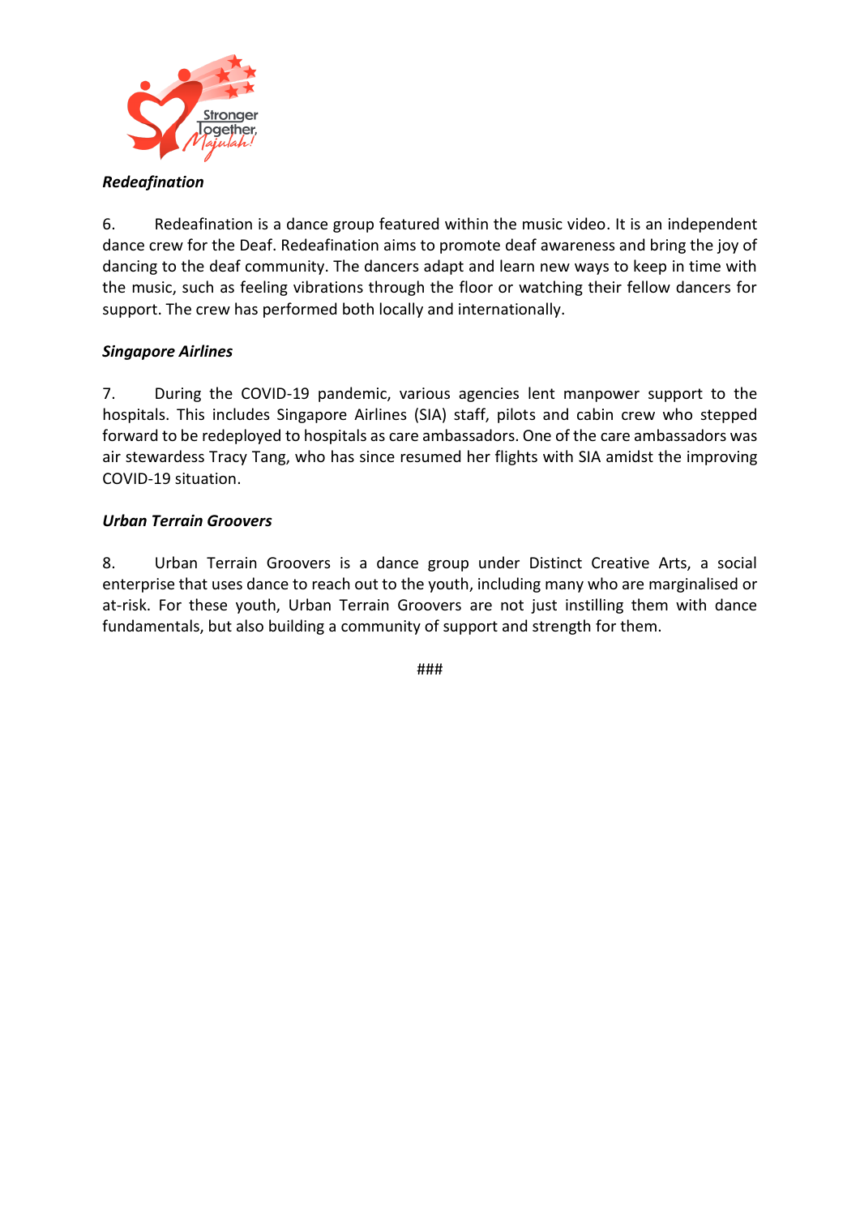***Redeafination***

6. Redeafination is a dance group featured within the music video. It is an independent dance crew for the Deaf. Redeafination aims to promote deaf awareness and bring the joy of dancing to the deaf community. The dancers adapt and learn new ways to keep in time with the music, such as feeling vibrations through the floor or watching their fellow dancers for support. The crew has performed both locally and internationally.

***Singapore Airlines***

7. During the COVID-19 pandemic, various agencies lent manpower support to the hospitals. This includes Singapore Airlines (SIA) staff, pilots and cabin crew who stepped forward to be redeployed to hospitals as care ambassadors. One of the care ambassadors was air stewardess Tracy Tang, who has since resumed her flights with SIA amidst the improving COVID-19 situation.

***Urban Terrain Groovers***

8. Urban Terrain Groovers is a dance group under Distinct Creative Arts, a social enterprise that uses dance to reach out to the youth, including many who are marginalised or at-risk. For these youth, Urban Terrain Groovers are not just instilling them with dance fundamentals, but also building a community of support and strength for them.

###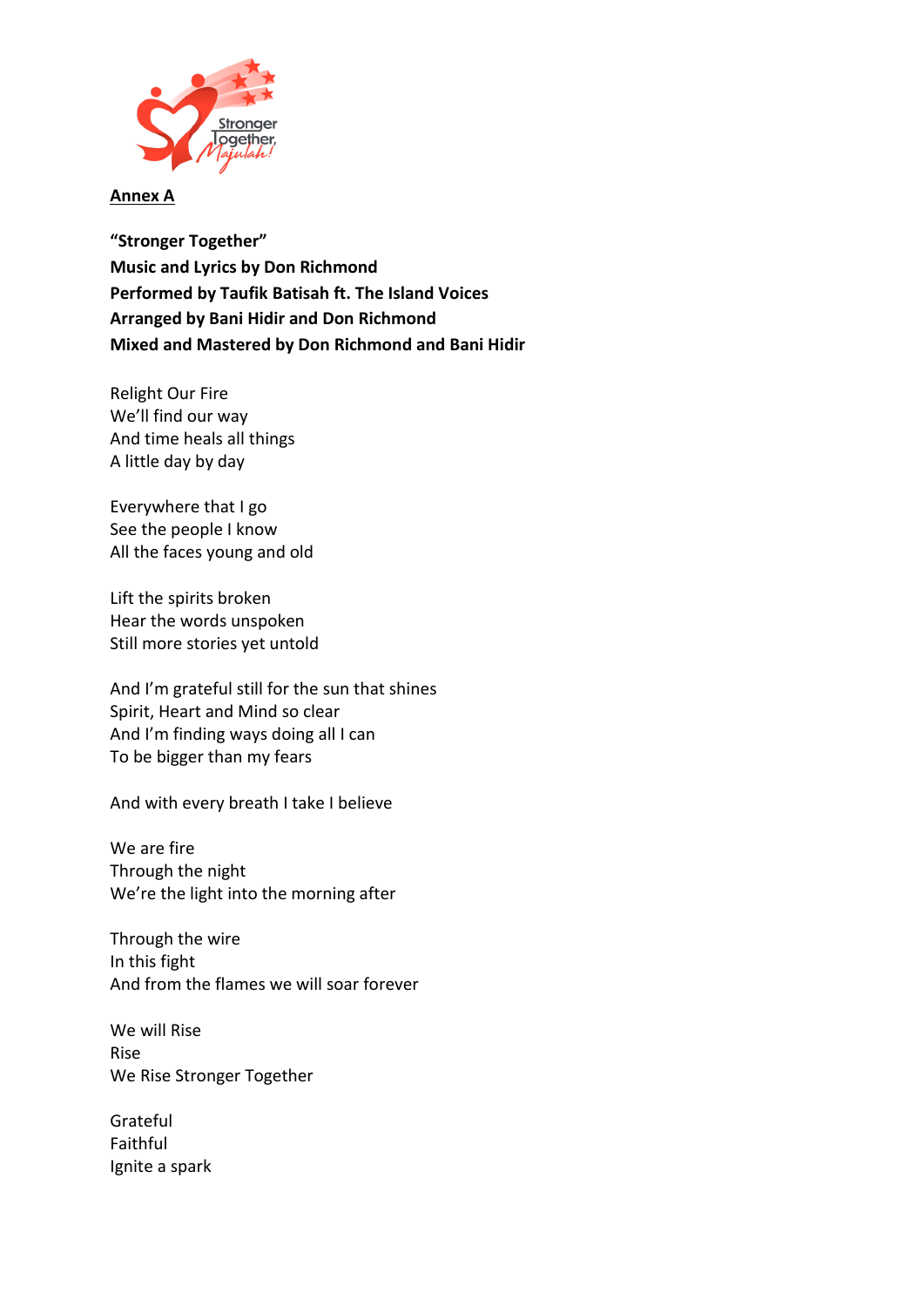**Annex A**

**"Stronger Together"**
**Music and Lyrics by Don Richmond**
**Performed by Taufik Batisah ft. The Island Voices**
**Arranged by Bani Hidir and Don Richmond**
**Mixed and Mastered by Don Richmond and Bani Hidir**

Relight Our Fire
We'll find our way
And time heals all things
A little day by day

Everywhere that I go
See the people I know
All the faces young and old

Lift the spirits broken
Hear the words unspoken
Still more stories yet untold

And I'm grateful still for the sun that shines
Spirit, Heart and Mind so clear
And I'm finding ways doing all I can
To be bigger than my fears

And with every breath I take I believe

We are fire
Through the night
We're the light into the morning after

Through the wire
In this fight
And from the flames we will soar forever

We will Rise
Rise
We Rise Stronger Together

Grateful
Faithful
Ignite a spark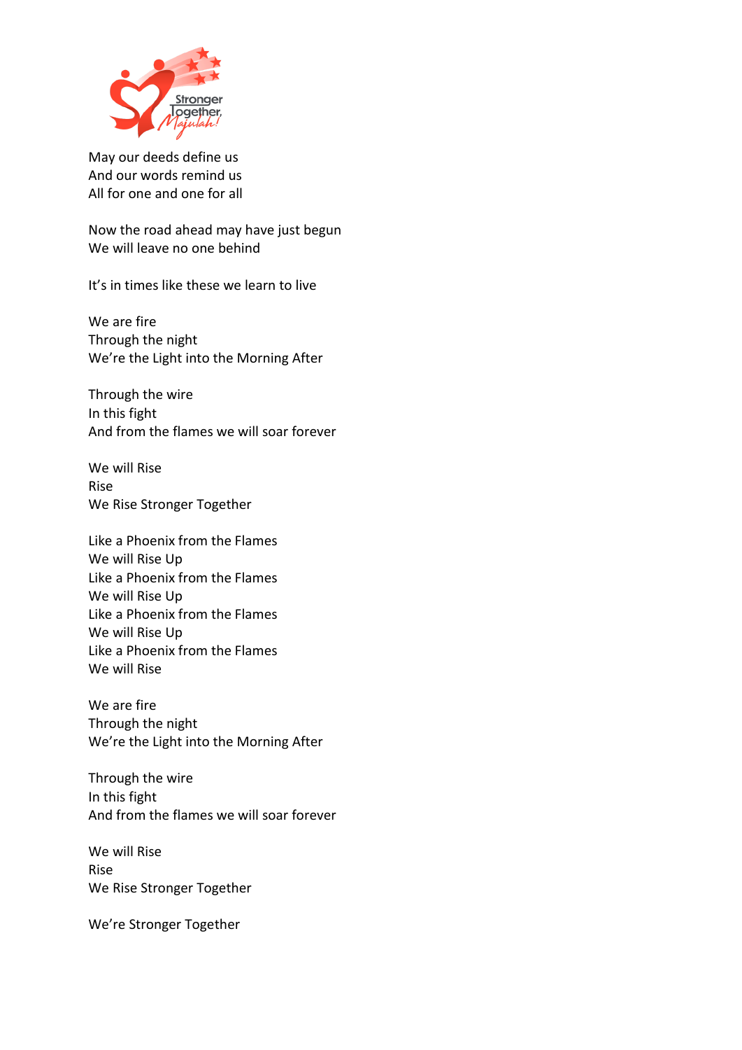May our deeds define us
And our words remind us
All for one and one for all

Now the road ahead may have just begun
We will leave no one behind

It's in times like these we learn to live

We are fire
Through the night
We're the Light into the Morning After

Through the wire
In this fight
And from the flames we will soar forever

We will Rise
Rise
We Rise Stronger Together

Like a Phoenix from the Flames
We will Rise Up
Like a Phoenix from the Flames
We will Rise Up
Like a Phoenix from the Flames
We will Rise Up
Like a Phoenix from the Flames
We will Rise

We are fire
Through the night
We're the Light into the Morning After

Through the wire
In this fight
And from the flames we will soar forever

We will Rise
Rise
We Rise Stronger Together

We're Stronger Together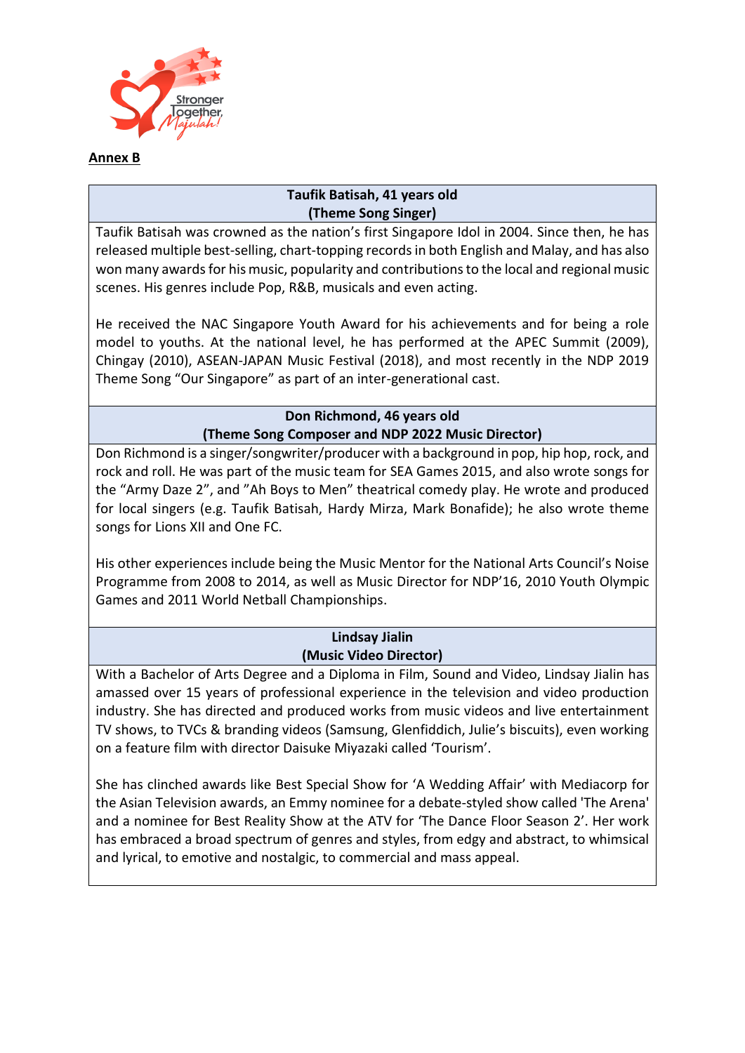**Annex B**

| **Taufik Batisah, 41 years old**<br>**(Theme Song Singer)** |
|---|
| Taufik Batisah was crowned as the nation's first Singapore Idol in 2004. Since then, he has released multiple best-selling, chart-topping records in both English and Malay, and has also won many awards for his music, popularity and contributions to the local and regional music scenes. His genres include Pop, R&B, musicals and even acting.<br><br>He received the NAC Singapore Youth Award for his achievements and for being a role model to youths. At the national level, he has performed at the APEC Summit (2009), Chingay (2010), ASEAN-JAPAN Music Festival (2018), and most recently in the NDP 2019 Theme Song "Our Singapore" as part of an inter-generational cast. |
| **Don Richmond, 46 years old**<br>**(Theme Song Composer and NDP 2022 Music Director)** |
| Don Richmond is a singer/songwriter/producer with a background in pop, hip hop, rock, and rock and roll. He was part of the music team for SEA Games 2015, and also wrote songs for the "Army Daze 2", and "Ah Boys to Men" theatrical comedy play. He wrote and produced for local singers (e.g. Taufik Batisah, Hardy Mirza, Mark Bonafide); he also wrote theme songs for Lions XII and One FC.<br><br>His other experiences include being the Music Mentor for the National Arts Council's Noise Programme from 2008 to 2014, as well as Music Director for NDP'16, 2010 Youth Olympic Games and 2011 World Netball Championships. |
| **Lindsay Jialin**<br>**(Music Video Director)** |
| With a Bachelor of Arts Degree and a Diploma in Film, Sound and Video, Lindsay Jialin has amassed over 15 years of professional experience in the television and video production industry. She has directed and produced works from music videos and live entertainment TV shows, to TVCs & branding videos (Samsung, Glenfiddich, Julie's biscuits), even working on a feature film with director Daisuke Miyazaki called 'Tourism'.<br><br>She has clinched awards like Best Special Show for 'A Wedding Affair' with Mediacorp for the Asian Television awards, an Emmy nominee for a debate-styled show called 'The Arena' and a nominee for Best Reality Show at the ATV for 'The Dance Floor Season 2'. Her work has embraced a broad spectrum of genres and styles, from edgy and abstract, to whimsical and lyrical, to emotive and nostalgic, to commercial and mass appeal. |